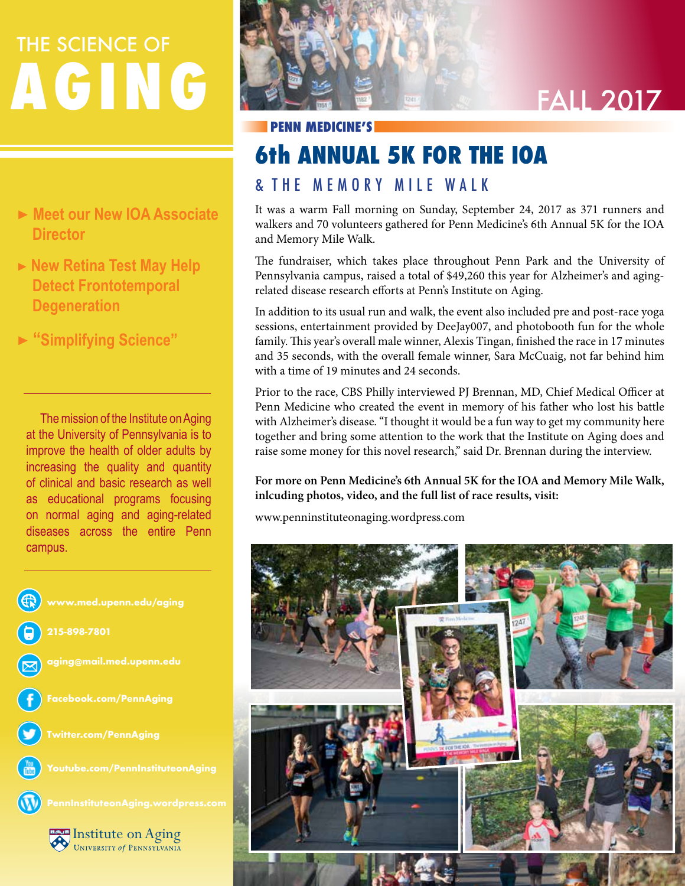# THE SCIENCE OF AGING

FALL 2017

- Meet our New IOA Associate Director
- New Retina Test May Help Detect Frontotemporal Degeneration
- "Simplifying Science"

The mission of the Institute on Aging at the University of Pennsylvania is to improve the health of older adults by increasing the quality and quantity of clinical and basic research as well as educational programs focusing on normal aging and aging-related diseases across the entire Penn campus.

www.med.upenn.edu/aging

215-898-7801

aging@mail.med.upenn.edu

Facebook.com/PennAging

Twitter.com/PennAging

Youtube.com/PennInstituteonAging

PennInstituteonAging.wordpress.com

Institute on Aging
University of Pennsylvania

PENN MEDICINE'S

## 6th ANNUAL 5K FOR THE IOA

### & THE MEMORY MILE WALK

It was a warm Fall morning on Sunday, September 24, 2017 as 371 runners and walkers and 70 volunteers gathered for Penn Medicine's 6th Annual 5K for the IOA and Memory Mile Walk.

The fundraiser, which takes place throughout Penn Park and the University of Pennsylvania campus, raised a total of $49,260 this year for Alzheimer's and aging-related disease research efforts at Penn's Institute on Aging.

In addition to its usual run and walk, the event also included pre and post-race yoga sessions, entertainment provided by DeeJay007, and photobooth fun for the whole family. This year's overall male winner, Alexis Tingan, finished the race in 17 minutes and 35 seconds, with the overall female winner, Sara McCuaig, not far behind him with a time of 19 minutes and 24 seconds.

Prior to the race, CBS Philly interviewed PJ Brennan, MD, Chief Medical Officer at Penn Medicine who created the event in memory of his father who lost his battle with Alzheimer's disease. "I thought it would be a fun way to get my community here together and bring some attention to the work that the Institute on Aging does and raise some money for this novel research," said Dr. Brennan during the interview.

**For more on Penn Medicine's 6th Annual 5K for the IOA and Memory Mile Walk, inlcuding photos, video, and the full list of race results, visit:**

www.penninstituteonaging.wordpress.com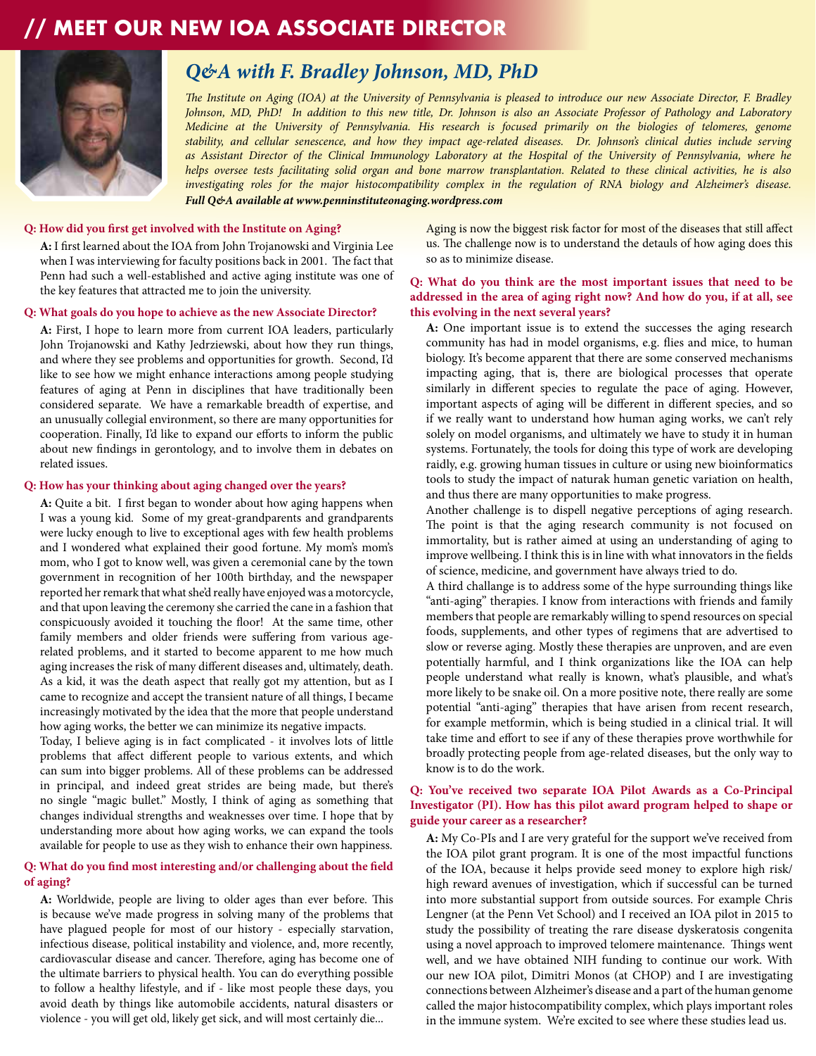# // MEET OUR NEW IOA ASSOCIATE DIRECTOR

## *Q&A with F. Bradley Johnson, MD, PhD*

*The Institute on Aging (IOA) at the University of Pennsylvania is pleased to introduce our new Associate Director, F. Bradley Johnson, MD, PhD! In addition to this new title, Dr. Johnson is also an Associate Professor of Pathology and Laboratory Medicine at the University of Pennsylvania. His research is focused primarily on the biologies of telomeres, genome stability, and cellular senescence, and how they impact age-related diseases. Dr. Johnson's clinical duties include serving as Assistant Director of the Clinical Immunology Laboratory at the Hospital of the University of Pennsylvania, where he helps oversee tests facilitating solid organ and bone marrow transplantation. Related to these clinical activities, he is also investigating roles for the major histocompatibility complex in the regulation of RNA biology and Alzheimer's disease.*
***Full Q&A available at www.penninstituteonaging.wordpress.com***

**Q: How did you first get involved with the Institute on Aging?**

**A:** I first learned about the IOA from John Trojanowski and Virginia Lee when I was interviewing for faculty positions back in 2001. The fact that Penn had such a well-established and active aging institute was one of the key features that attracted me to join the university.

**Q: What goals do you hope to achieve as the new Associate Director?**

**A:** First, I hope to learn more from current IOA leaders, particularly John Trojanowski and Kathy Jedrziewski, about how they run things, and where they see problems and opportunities for growth. Second, I'd like to see how we might enhance interactions among people studying features of aging at Penn in disciplines that have traditionally been considered separate. We have a remarkable breadth of expertise, and an unusually collegial environment, so there are many opportunities for cooperation. Finally, I'd like to expand our efforts to inform the public about new findings in gerontology, and to involve them in debates on related issues.

**Q: How has your thinking about aging changed over the years?**

**A:** Quite a bit. I first began to wonder about how aging happens when I was a young kid. Some of my great-grandparents and grandparents were lucky enough to live to exceptional ages with few health problems and I wondered what explained their good fortune. My mom's mom's mom, who I got to know well, was given a ceremonial cane by the town government in recognition of her 100th birthday, and the newspaper reported her remark that what she'd really have enjoyed was a motorcycle, and that upon leaving the ceremony she carried the cane in a fashion that conspicuously avoided it touching the floor! At the same time, other family members and older friends were suffering from various age-related problems, and it started to become apparent to me how much aging increases the risk of many different diseases and, ultimately, death. As a kid, it was the death aspect that really got my attention, but as I came to recognize and accept the transient nature of all things, I became increasingly motivated by the idea that the more that people understand how aging works, the better we can minimize its negative impacts.

Today, I believe aging is in fact complicated - it involves lots of little problems that affect different people to various extents, and which can sum into bigger problems. All of these problems can be addressed in principal, and indeed great strides are being made, but there's no single "magic bullet." Mostly, I think of aging as something that changes individual strengths and weaknesses over time. I hope that by understanding more about how aging works, we can expand the tools available for people to use as they wish to enhance their own happiness.

**Q: What do you find most interesting and/or challenging about the field of aging?**

**A:** Worldwide, people are living to older ages than ever before. This is because we've made progress in solving many of the problems that have plagued people for most of our history - especially starvation, infectious disease, political instability and violence, and, more recently, cardiovascular disease and cancer. Therefore, aging has become one of the ultimate barriers to physical health. You can do everything possible to follow a healthy lifestyle, and if - like most people these days, you avoid death by things like automobile accidents, natural disasters or violence - you will get old, likely get sick, and will most certainly die... Aging is now the biggest risk factor for most of the diseases that still affect us. The challenge now is to understand the details of how aging does this so as to minimize disease.

**Q: What do you think are the most important issues that need to be addressed in the area of aging right now? And how do you, if at all, see this evolving in the next several years?**

**A:** One important issue is to extend the successes the aging research community has had in model organisms, e.g. flies and mice, to human biology. It's become apparent that there are some conserved mechanisms impacting aging, that is, there are biological processes that operate similarly in different species to regulate the pace of aging. However, important aspects of aging will be different in different species, and so if we really want to understand how human aging works, we can't rely solely on model organisms, and ultimately we have to study it in human systems. Fortunately, the tools for doing this type of work are developing raidly, e.g. growing human tissues in culture or using new bioinformatics tools to study the impact of naturak human genetic variation on health, and thus there are many opportunities to make progress.

Another challenge is to dispell negative perceptions of aging research. The point is that the aging research community is not focused on immortality, but is rather aimed at using an understanding of aging to improve wellbeing. I think this is in line with what innovators in the fields of science, medicine, and government have always tried to do.

A third challange is to address some of the hype surrounding things like "anti-aging" therapies. I know from interactions with friends and family members that people are remarkably willing to spend resources on special foods, supplements, and other types of regimens that are advertised to slow or reverse aging. Mostly these therapies are unproven, and are even potentially harmful, and I think organizations like the IOA can help people understand what really is known, what's plausible, and what's more likely to be snake oil. On a more positive note, there really are some potential "anti-aging" therapies that have arisen from recent research, for example metformin, which is being studied in a clinical trial. It will take time and effort to see if any of these therapies prove worthwhile for broadly protecting people from age-related diseases, but the only way to know is to do the work.

**Q: You've received two separate IOA Pilot Awards as a Co-Principal Investigator (PI). How has this pilot award program helped to shape or guide your career as a researcher?**

**A:** My Co-PIs and I are very grateful for the support we've received from the IOA pilot grant program. It is one of the most impactful functions of the IOA, because it helps provide seed money to explore high risk/high reward avenues of investigation, which if successful can be turned into more substantial support from outside sources. For example Chris Lengner (at the Penn Vet School) and I received an IOA pilot in 2015 to study the possibility of treating the rare disease dyskeratosis congenita using a novel approach to improved telomere maintenance. Things went well, and we have obtained NIH funding to continue our work. With our new IOA pilot, Dimitri Monos (at CHOP) and I are investigating connections between Alzheimer's disease and a part of the human genome called the major histocompatibility complex, which plays important roles in the immune system. We're excited to see where these studies lead us.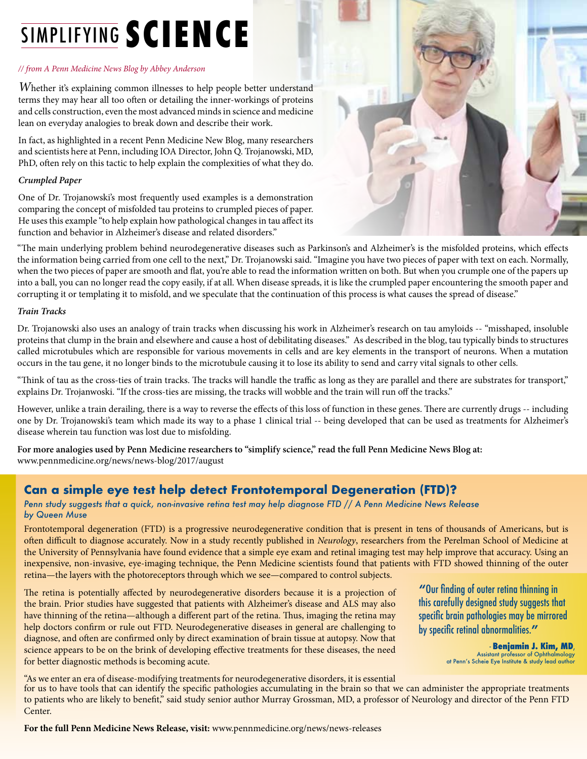# SIMPLIFYING SCIENCE

*// from A Penn Medicine News Blog by Abbey Anderson*

Whether it's explaining common illnesses to help people better understand terms they may hear all too often or detailing the inner-workings of proteins and cells construction, even the most advanced minds in science and medicine lean on everyday analogies to break down and describe their work.

In fact, as highlighted in a recent Penn Medicine New Blog, many researchers and scientists here at Penn, including IOA Director, John Q. Trojanowski, MD, PhD, often rely on this tactic to help explain the complexities of what they do.

### *Crumpled Paper*

One of Dr. Trojanowski's most frequently used examples is a demonstration comparing the concept of misfolded tau proteins to crumpled pieces of paper. He uses this example "to help explain how pathological changes in tau affect its function and behavior in Alzheimer's disease and related disorders."

"The main underlying problem behind neurodegenerative diseases such as Parkinson's and Alzheimer's is the misfolded proteins, which effects the information being carried from one cell to the next," Dr. Trojanowski said. "Imagine you have two pieces of paper with text on each. Normally, when the two pieces of paper are smooth and flat, you're able to read the information written on both. But when you crumple one of the papers up into a ball, you can no longer read the copy easily, if at all. When disease spreads, it is like the crumpled paper encountering the smooth paper and corrupting it or templating it to misfold, and we speculate that the continuation of this process is what causes the spread of disease."

### *Train Tracks*

Dr. Trojanowski also uses an analogy of train tracks when discussing his work in Alzheimer's research on tau amyloids -- "misshaped, insoluble proteins that clump in the brain and elsewhere and cause a host of debilitating diseases." As described in the blog, tau typically binds to structures called microtubules which are responsible for various movements in cells and are key elements in the transport of neurons. When a mutation occurs in the tau gene, it no longer binds to the microtubule causing it to lose its ability to send and carry vital signals to other cells.

"Think of tau as the cross-ties of train tracks. The tracks will handle the traffic as long as they are parallel and there are substrates for transport," explains Dr. Trojanwoski. "If the cross-ties are missing, the tracks will wobble and the train will run off the tracks."

However, unlike a train derailing, there is a way to reverse the effects of this loss of function in these genes. There are currently drugs -- including one by Dr. Trojanowski's team which made its way to a phase 1 clinical trial -- being developed that can be used as treatments for Alzheimer's disease wherein tau function was lost due to misfolding.

**For more analogies used by Penn Medicine researchers to "simplify science," read the full Penn Medicine News Blog at:** www.pennmedicine.org/news/news-blog/2017/august

## Can a simple eye test help detect Frontotemporal Degeneration (FTD)?

*Penn study suggests that a quick, non-invasive retina test may help diagnose FTD // A Penn Medicine News Release by Queen Muse*

Frontotemporal degeneration (FTD) is a progressive neurodegenerative condition that is present in tens of thousands of Americans, but is often difficult to diagnose accurately. Now in a study recently published in *Neurology*, researchers from the Perelman School of Medicine at the University of Pennsylvania have found evidence that a simple eye exam and retinal imaging test may help improve that accuracy. Using an inexpensive, non-invasive, eye-imaging technique, the Penn Medicine scientists found that patients with FTD showed thinning of the outer retina—the layers with the photoreceptors through which we see—compared to control subjects.

The retina is potentially affected by neurodegenerative disorders because it is a projection of the brain. Prior studies have suggested that patients with Alzheimer's disease and ALS may also have thinning of the retina—although a different part of the retina. Thus, imaging the retina may help doctors confirm or rule out FTD. Neurodegenerative diseases in general are challenging to diagnose, and often are confirmed only by direct examination of brain tissue at autopsy. Now that science appears to be on the brink of developing effective treatments for these diseases, the need for better diagnostic methods is becoming acute.

> "Our finding of outer retina thinning in this carefully designed study suggests that specific brain pathologies may be mirrored by specific retinal abnormalities."
>
> - **Benjamin J. Kim, MD**, Assistant professor of Ophthalmology at Penn's Scheie Eye Institute & study lead author

"As we enter an era of disease-modifying treatments for neurodegenerative disorders, it is essential for us to have tools that can identify the specific pathologies accumulating in the brain so that we can administer the appropriate treatments to patients who are likely to benefit," said study senior author Murray Grossman, MD, a professor of Neurology and director of the Penn FTD Center.

**For the full Penn Medicine News Release, visit:** www.pennmedicine.org/news/news-releases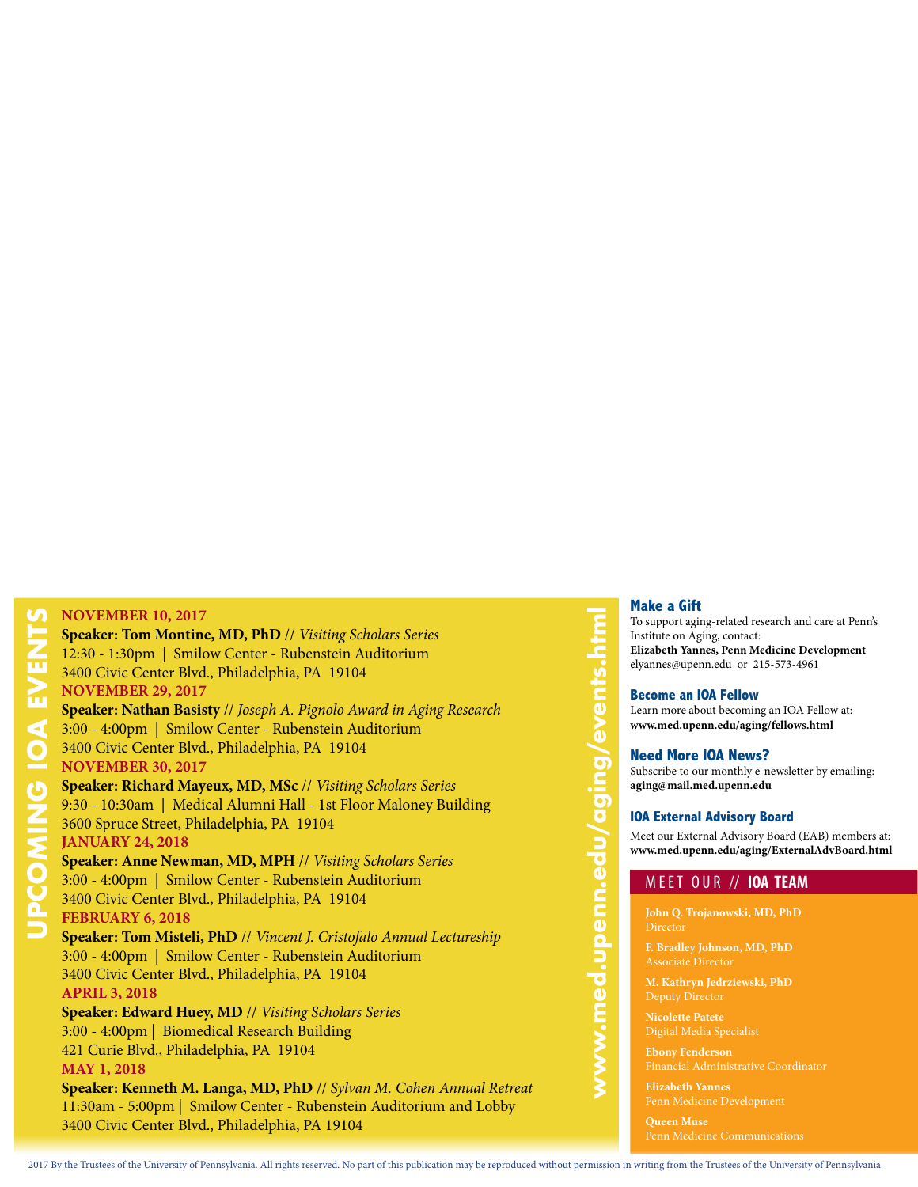## UPCOMING IOA EVENTS

**NOVEMBER 10, 2017**
**Speaker: Tom Montine, MD, PhD** // *Visiting Scholars Series*
12:30 - 1:30pm | Smilow Center - Rubenstein Auditorium
3400 Civic Center Blvd., Philadelphia, PA 19104

**NOVEMBER 29, 2017**
**Speaker: Nathan Basisty** // *Joseph A. Pignolo Award in Aging Research*
3:00 - 4:00pm | Smilow Center - Rubenstein Auditorium
3400 Civic Center Blvd., Philadelphia, PA 19104

**NOVEMBER 30, 2017**
**Speaker: Richard Mayeux, MD, MSc** // *Visiting Scholars Series*
9:30 - 10:30am | Medical Alumni Hall - 1st Floor Maloney Building
3600 Spruce Street, Philadelphia, PA 19104

**JANUARY 24, 2018**
**Speaker: Anne Newman, MD, MPH** // *Visiting Scholars Series*
3:00 - 4:00pm | Smilow Center - Rubenstein Auditorium
3400 Civic Center Blvd., Philadelphia, PA 19104

**FEBRUARY 6, 2018**
**Speaker: Tom Misteli, PhD** // *Vincent J. Cristofalo Annual Lectureship*
3:00 - 4:00pm | Smilow Center - Rubenstein Auditorium
3400 Civic Center Blvd., Philadelphia, PA 19104

**APRIL 3, 2018**
**Speaker: Edward Huey, MD** // *Visiting Scholars Series*
3:00 - 4:00pm | Biomedical Research Building
421 Curie Blvd., Philadelphia, PA 19104

**MAY 1, 2018**
**Speaker: Kenneth M. Langa, MD, PhD** // *Sylvan M. Cohen Annual Retreat*
11:30am - 5:00pm | Smilow Center - Rubenstein Auditorium and Lobby
3400 Civic Center Blvd., Philadelphia, PA 19104

**www.med.upenn.edu/aging/events.html**

### Make a Gift

To support aging-related research and care at Penn's Institute on Aging, contact:
**Elizabeth Yannes, Penn Medicine Development**
elyannes@upenn.edu or 215-573-4961

### Become an IOA Fellow

Learn more about becoming an IOA Fellow at:
**www.med.upenn.edu/aging/fellows.html**

### Need More IOA News?

Subscribe to our monthly e-newsletter by emailing:
**aging@mail.med.upenn.edu**

### IOA External Advisory Board

Meet our External Advisory Board (EAB) members at:
**www.med.upenn.edu/aging/ExternalAdvBoard.html**

## MEET OUR // IOA TEAM

**John Q. Trojanowski, MD, PhD**
Director

**F. Bradley Johnson, MD, PhD**
Associate Director

**M. Kathryn Jedrziewski, PhD**
Deputy Director

**Nicolette Patete**
Digital Media Specialist

**Ebony Fenderson**
Financial Administrative Coordinator

**Elizabeth Yannes**
Penn Medicine Development

**Queen Muse**
Penn Medicine Communications

2017 By the Trustees of the University of Pennsylvania. All rights reserved. No part of this publication may be reproduced without permission in writing from the Trustees of the University of Pennsylvania.